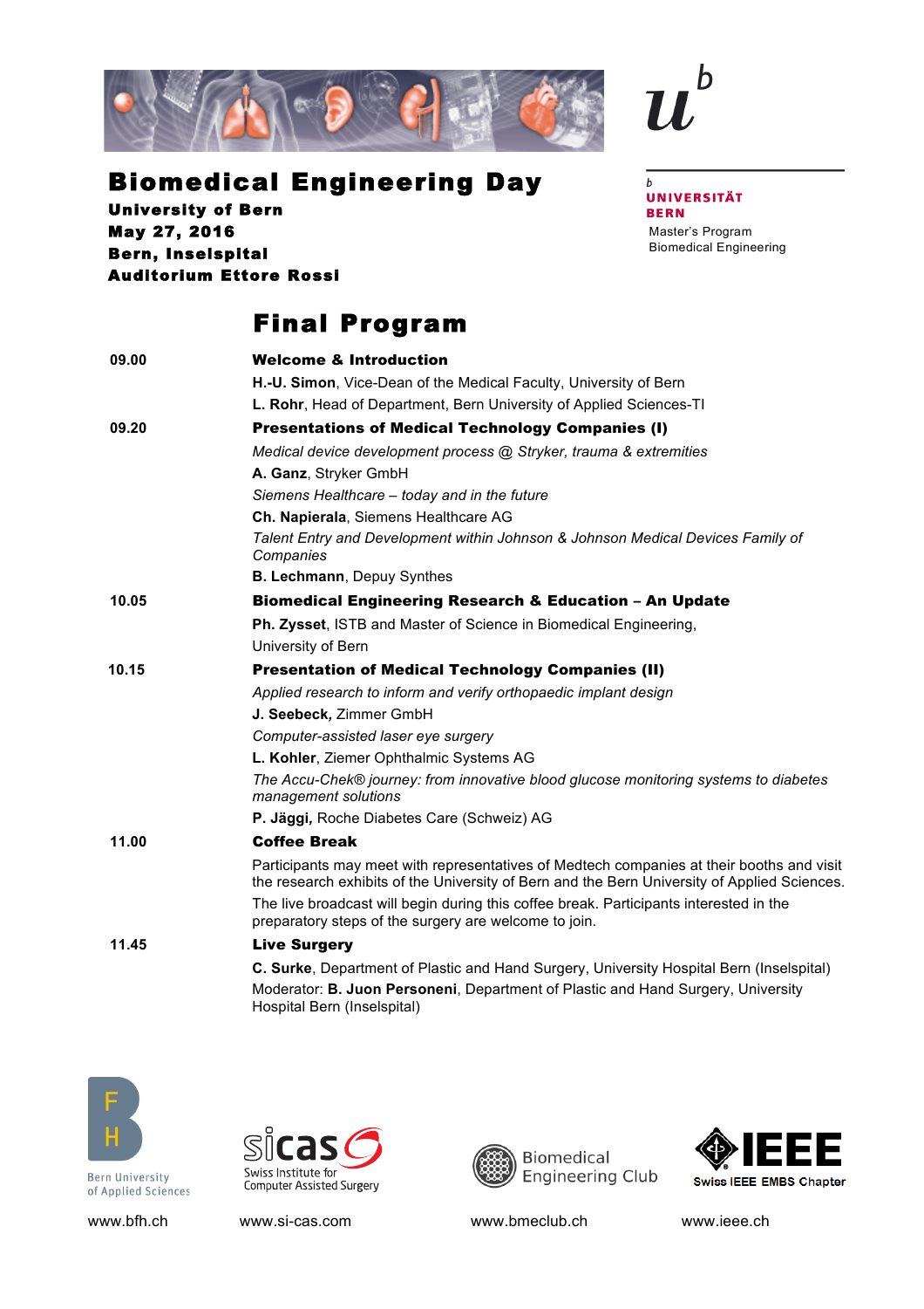# Biomedical Engineering Day

**University of Bern**
**May 27, 2016**
**Bern, Inselspital**
**Auditorium Ettore Rossi**

b
UNIVERSITÄT
BERN

Master's Program
Biomedical Engineering

## Final Program

**09.00** **Welcome & Introduction**

**H.-U. Simon**, Vice-Dean of the Medical Faculty, University of Bern

**L. Rohr**, Head of Department, Bern University of Applied Sciences-TI

**09.20** **Presentations of Medical Technology Companies (I)**

*Medical device development process @ Stryker, trauma & extremities*

**A. Ganz**, Stryker GmbH

*Siemens Healthcare – today and in the future*

**Ch. Napierala**, Siemens Healthcare AG

*Talent Entry and Development within Johnson & Johnson Medical Devices Family of Companies*

**B. Lechmann**, Depuy Synthes

**10.05** **Biomedical Engineering Research & Education – An Update**

**Ph. Zysset**, ISTB and Master of Science in Biomedical Engineering, University of Bern

**10.15** **Presentation of Medical Technology Companies (II)**

*Applied research to inform and verify orthopaedic implant design*

**J. Seebeck,** Zimmer GmbH

*Computer-assisted laser eye surgery*

**L. Kohler**, Ziemer Ophthalmic Systems AG

*The Accu-Chek® journey: from innovative blood glucose monitoring systems to diabetes management solutions*

**P. Jäggi,** Roche Diabetes Care (Schweiz) AG

**11.00** **Coffee Break**

Participants may meet with representatives of Medtech companies at their booths and visit the research exhibits of the University of Bern and the Bern University of Applied Sciences.

The live broadcast will begin during this coffee break. Participants interested in the preparatory steps of the surgery are welcome to join.

**11.45** **Live Surgery**

**C. Surke**, Department of Plastic and Hand Surgery, University Hospital Bern (Inselspital)

Moderator: **B. Juon Personeni**, Department of Plastic and Hand Surgery, University Hospital Bern (Inselspital)

Bern University of Applied Sciences — www.bfh.ch

sicas Swiss Institute for Computer Assisted Surgery — www.si-cas.com

Biomedical Engineering Club — www.bmeclub.ch

IEEE Swiss IEEE EMBS Chapter — www.ieee.ch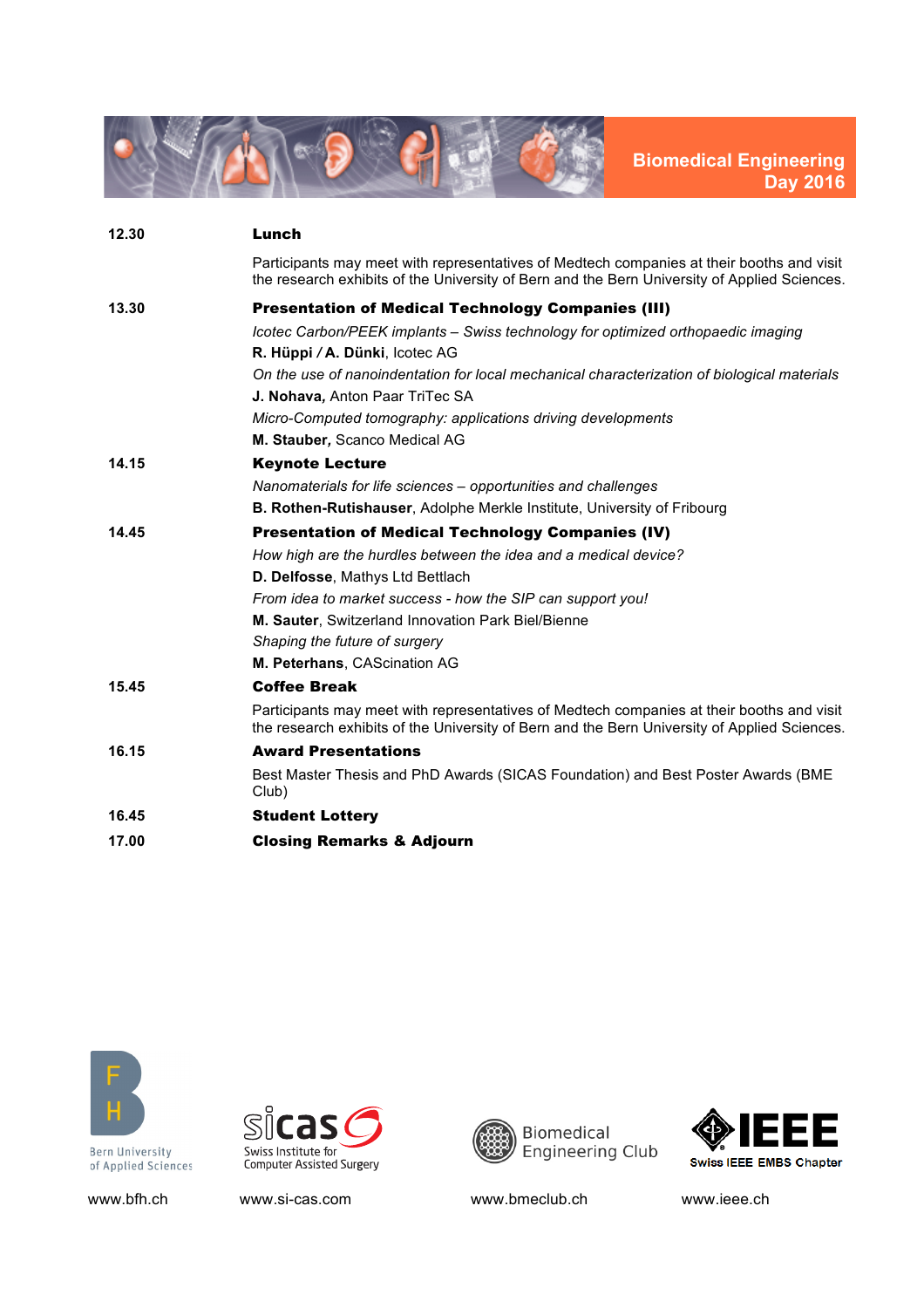**Biomedical Engineering Day 2016**

| | |
|---|---|
| 12.30 | **Lunch** |
| | Participants may meet with representatives of Medtech companies at their booths and visit the research exhibits of the University of Bern and the Bern University of Applied Sciences. |
| 13.30 | **Presentation of Medical Technology Companies (III)** |
| | *Icotec Carbon/PEEK implants – Swiss technology for optimized orthopaedic imaging* |
| | **R. Hüppi / A. Dünki**, Icotec AG |
| | *On the use of nanoindentation for local mechanical characterization of biological materials* |
| | **J. Nohava,** Anton Paar TriTec SA |
| | *Micro-Computed tomography: applications driving developments* |
| | **M. Stauber,** Scanco Medical AG |
| 14.15 | **Keynote Lecture** |
| | *Nanomaterials for life sciences – opportunities and challenges* |
| | **B. Rothen-Rutishauser**, Adolphe Merkle Institute, University of Fribourg |
| 14.45 | **Presentation of Medical Technology Companies (IV)** |
| | *How high are the hurdles between the idea and a medical device?* |
| | **D. Delfosse**, Mathys Ltd Bettlach |
| | *From idea to market success - how the SIP can support you!* |
| | **M. Sauter**, Switzerland Innovation Park Biel/Bienne |
| | *Shaping the future of surgery* |
| | **M. Peterhans**, CAScination AG |
| 15.45 | **Coffee Break** |
| | Participants may meet with representatives of Medtech companies at their booths and visit the research exhibits of the University of Bern and the Bern University of Applied Sciences. |
| 16.15 | **Award Presentations** |
| | Best Master Thesis and PhD Awards (SICAS Foundation) and Best Poster Awards (BME Club) |
| 16.45 | **Student Lottery** |
| 17.00 | **Closing Remarks & Adjourn** |

Bern University of Applied Sciences — www.bfh.ch

sicas Swiss Institute for Computer Assisted Surgery — www.si-cas.com

Biomedical Engineering Club — www.bmeclub.ch

IEEE Swiss IEEE EMBS Chapter — www.ieee.ch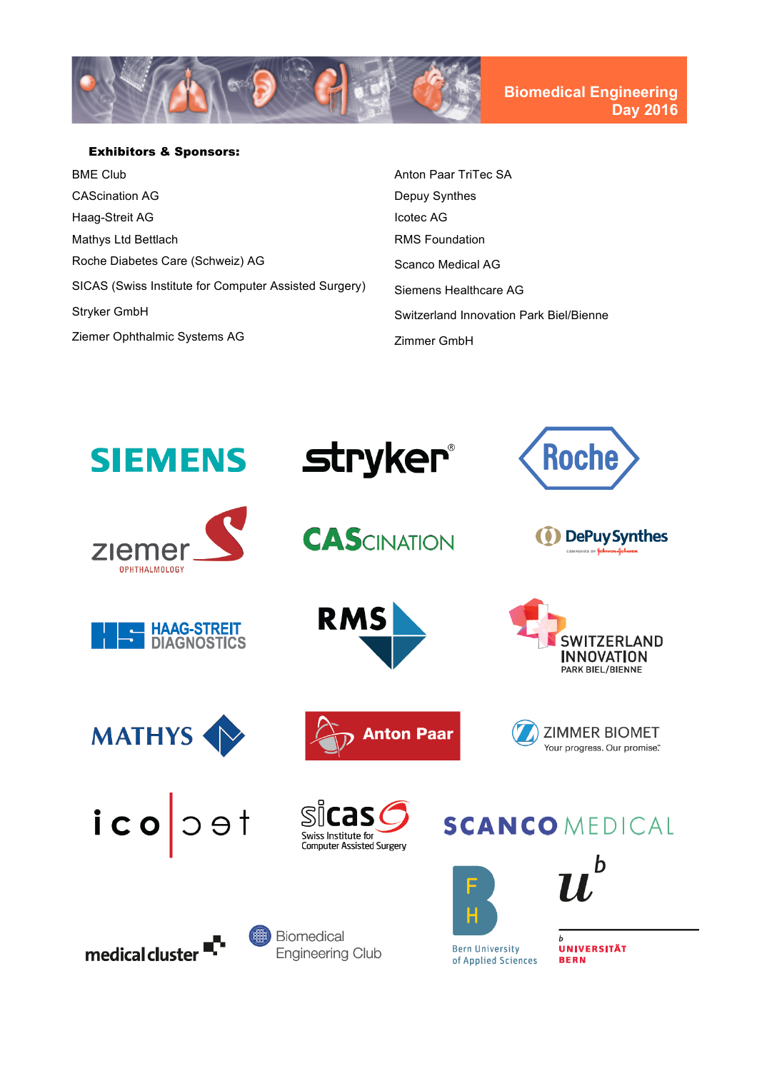Biomedical Engineering Day 2016

**Exhibitors & Sponsors:**

BME Club
CAScination AG
Haag-Streit AG
Mathys Ltd Bettlach
Roche Diabetes Care (Schweiz) AG
SICAS (Swiss Institute for Computer Assisted Surgery)
Stryker GmbH
Ziemer Ophthalmic Systems AG

Anton Paar TriTec SA
Depuy Synthes
Icotec AG
RMS Foundation
Scanco Medical AG
Siemens Healthcare AG
Switzerland Innovation Park Biel/Bienne
Zimmer GmbH